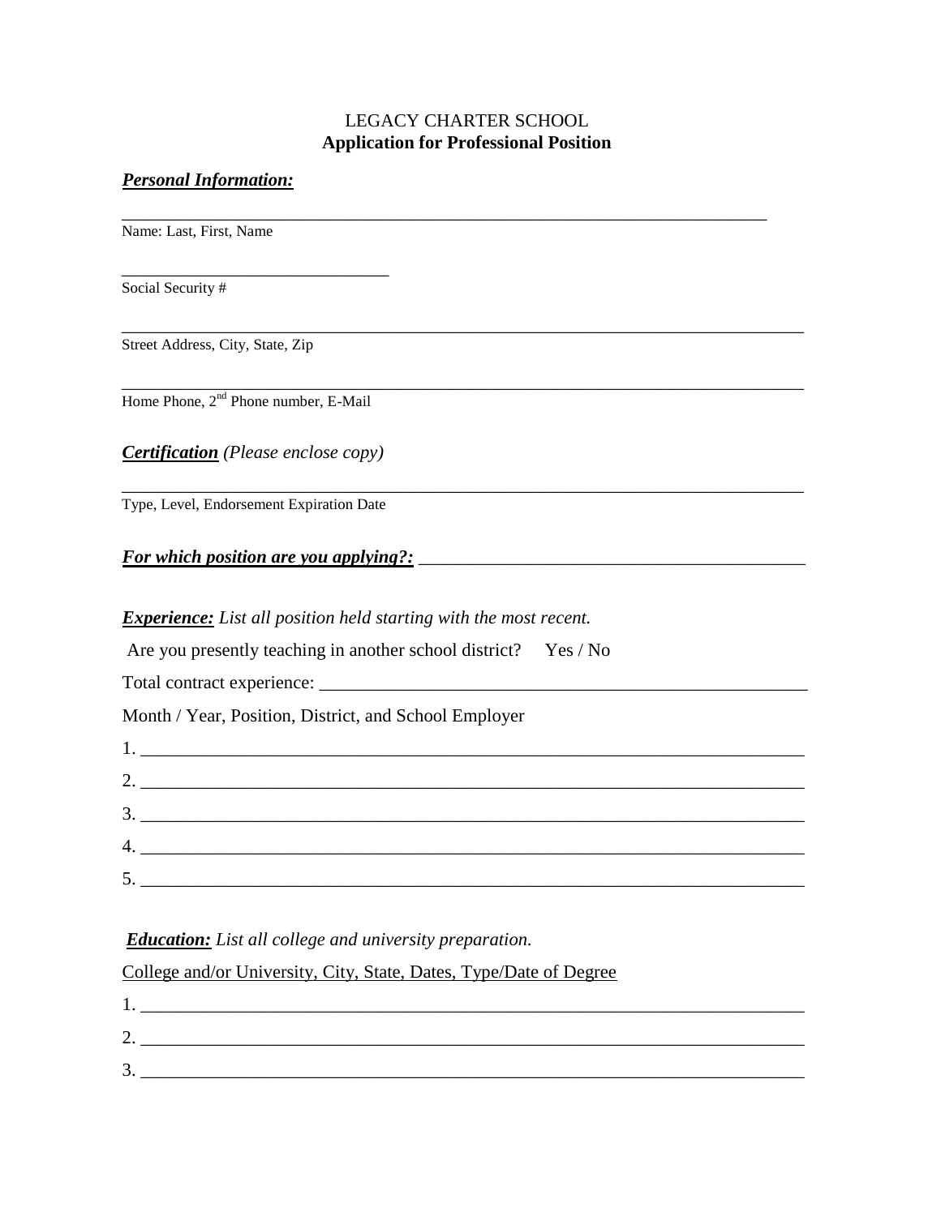LEGACY CHARTER SCHOOL

**Application for Professional Position**

***Personal Information:***

_______________________________________________________________________

Name: Last, First, Name

_____________________________

Social Security #

__________________________________________________________________________

Street Address, City, State, Zip

__________________________________________________________________________

Home Phone, 2nd Phone number, E-Mail

***Certification*** *(Please enclose copy)*

__________________________________________________________________________

Type, Level, Endorsement Expiration Date

***For which position are you applying?:*** ________________________________________

***Experience:*** *List all position held starting with the most recent.*

Are you presently teaching in another school district?  Yes / No

Total contract experience: ________________________________________________

Month / Year, Position, District, and School Employer

1. ________________________________________________________________________
2. ________________________________________________________________________
3. ________________________________________________________________________
4. ________________________________________________________________________
5. ________________________________________________________________________

***Education:*** *List all college and university preparation.*

College and/or University, City, State, Dates, Type/Date of Degree

1. ________________________________________________________________________
2. ________________________________________________________________________
3. ________________________________________________________________________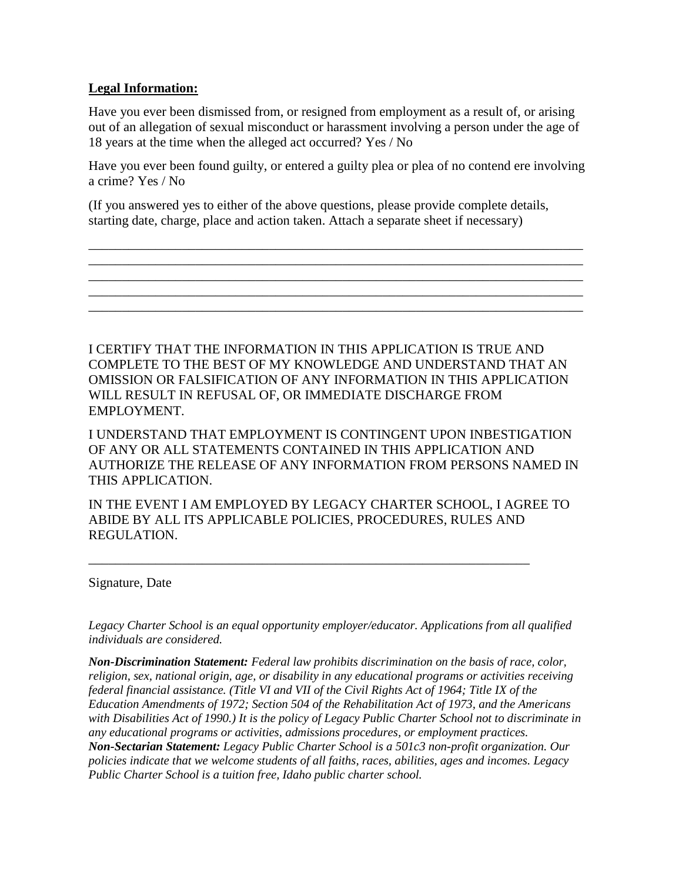**Legal Information:**

Have you ever been dismissed from, or resigned from employment as a result of, or arising out of an allegation of sexual misconduct or harassment involving a person under the age of 18 years at the time when the alleged act occurred? Yes / No

Have you ever been found guilty, or entered a guilty plea or plea of no contend ere involving a crime? Yes / No

(If you answered yes to either of the above questions, please provide complete details, starting date, charge, place and action taken. Attach a separate sheet if necessary)

\_\_\_\_\_\_\_\_\_\_\_\_\_\_\_\_\_\_\_\_\_\_\_\_\_\_\_\_\_\_\_\_\_\_\_\_\_\_\_\_\_\_\_\_\_\_\_\_\_\_\_\_\_\_\_\_\_\_\_\_\_\_\_\_\_\_\_\_\_\_\_\_\_\_\_\_\_\_
\_\_\_\_\_\_\_\_\_\_\_\_\_\_\_\_\_\_\_\_\_\_\_\_\_\_\_\_\_\_\_\_\_\_\_\_\_\_\_\_\_\_\_\_\_\_\_\_\_\_\_\_\_\_\_\_\_\_\_\_\_\_\_\_\_\_\_\_\_\_\_\_\_\_\_\_\_\_
\_\_\_\_\_\_\_\_\_\_\_\_\_\_\_\_\_\_\_\_\_\_\_\_\_\_\_\_\_\_\_\_\_\_\_\_\_\_\_\_\_\_\_\_\_\_\_\_\_\_\_\_\_\_\_\_\_\_\_\_\_\_\_\_\_\_\_\_\_\_\_\_\_\_\_\_\_\_
\_\_\_\_\_\_\_\_\_\_\_\_\_\_\_\_\_\_\_\_\_\_\_\_\_\_\_\_\_\_\_\_\_\_\_\_\_\_\_\_\_\_\_\_\_\_\_\_\_\_\_\_\_\_\_\_\_\_\_\_\_\_\_\_\_\_\_\_\_\_\_\_\_\_\_\_\_\_
\_\_\_\_\_\_\_\_\_\_\_\_\_\_\_\_\_\_\_\_\_\_\_\_\_\_\_\_\_\_\_\_\_\_\_\_\_\_\_\_\_\_\_\_\_\_\_\_\_\_\_\_\_\_\_\_\_\_\_\_\_\_\_\_\_\_\_\_\_\_\_\_\_\_\_\_\_\_

I CERTIFY THAT THE INFORMATION IN THIS APPLICATION IS TRUE AND COMPLETE TO THE BEST OF MY KNOWLEDGE AND UNDERSTAND THAT AN OMISSION OR FALSIFICATION OF ANY INFORMATION IN THIS APPLICATION WILL RESULT IN REFUSAL OF, OR IMMEDIATE DISCHARGE FROM EMPLOYMENT.

I UNDERSTAND THAT EMPLOYMENT IS CONTINGENT UPON INBESTIGATION OF ANY OR ALL STATEMENTS CONTAINED IN THIS APPLICATION AND AUTHORIZE THE RELEASE OF ANY INFORMATION FROM PERSONS NAMED IN THIS APPLICATION.

IN THE EVENT I AM EMPLOYED BY LEGACY CHARTER SCHOOL, I AGREE TO ABIDE BY ALL ITS APPLICABLE POLICIES, PROCEDURES, RULES AND REGULATION.

\_\_\_\_\_\_\_\_\_\_\_\_\_\_\_\_\_\_\_\_\_\_\_\_\_\_\_\_\_\_\_\_\_\_\_\_\_\_\_\_\_\_\_\_\_\_\_\_\_\_\_\_\_\_\_\_\_\_\_\_\_\_\_\_\_\_\_\_

Signature, Date

*Legacy Charter School is an equal opportunity employer/educator. Applications from all qualified individuals are considered.*

***Non-Discrimination Statement:*** *Federal law prohibits discrimination on the basis of race, color, religion, sex, national origin, age, or disability in any educational programs or activities receiving federal financial assistance. (Title VI and VII of the Civil Rights Act of 1964; Title IX of the Education Amendments of 1972; Section 504 of the Rehabilitation Act of 1973, and the Americans with Disabilities Act of 1990.) It is the policy of Legacy Public Charter School not to discriminate in any educational programs or activities, admissions procedures, or employment practices.*
***Non-Sectarian Statement:*** *Legacy Public Charter School is a 501c3 non-profit organization. Our policies indicate that we welcome students of all faiths, races, abilities, ages and incomes. Legacy Public Charter School is a tuition free, Idaho public charter school.*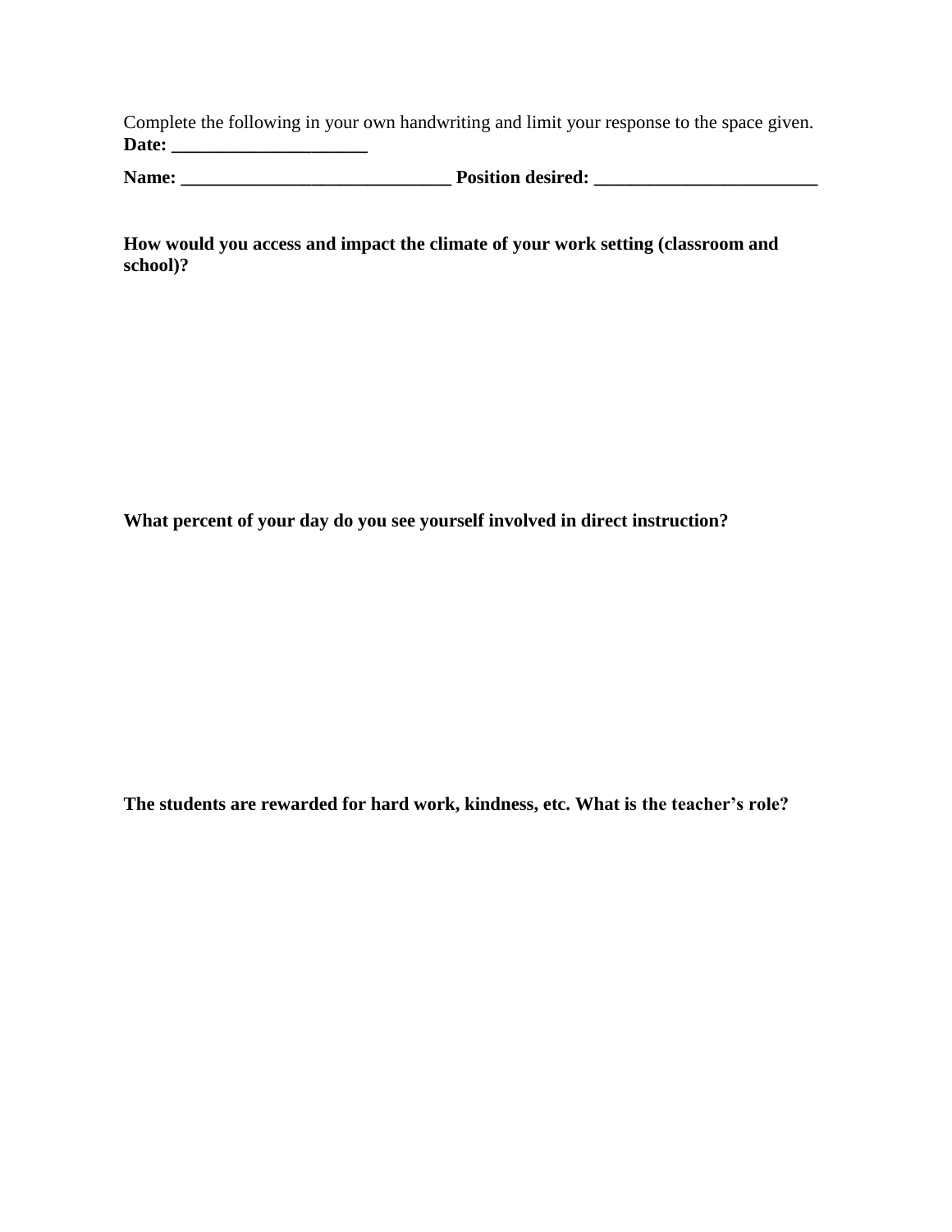Complete the following in your own handwriting and limit your response to the space given.

**Date: ______________________**

**Name: ______________________________ Position desired: _________________________**

**How would you access and impact the climate of your work setting (classroom and school)?**

**What percent of your day do you see yourself involved in direct instruction?**

**The students are rewarded for hard work, kindness, etc. What is the teacher's role?**